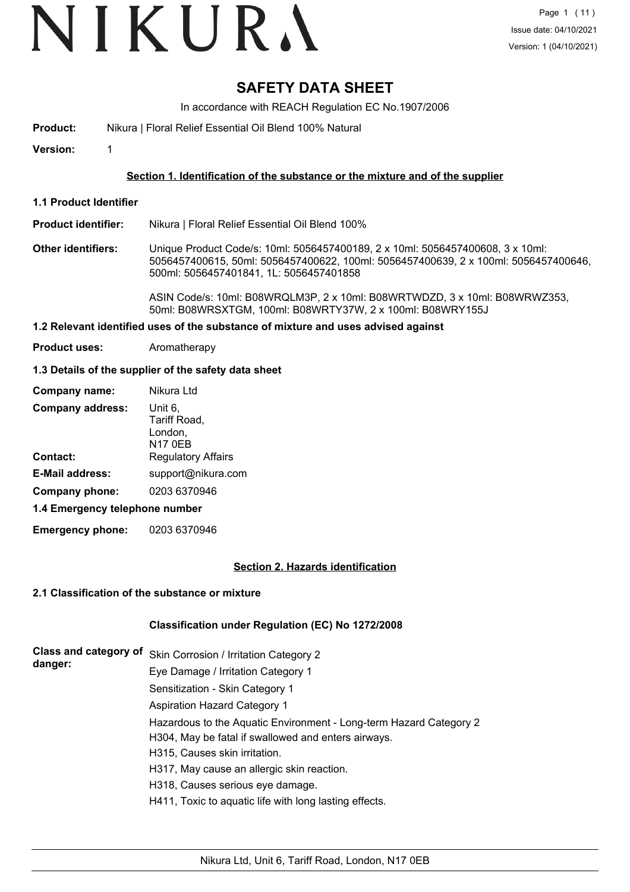# SAFETY DATA SHEET

In accordance with REACH Regulation EC No.1907/2006

**Product:** Nikura | Floral Relief Essential Oil Blend 100% Natural

**Version:** 1

## Section 1. Identification of the substance or the mixture and of the supplier

### 1.1 Product Identifier

**Product identifier:** Nikura | Floral Relief Essential Oil Blend 100%

**Other identifiers:** Unique Product Code/s: 10ml: 5056457400189, 2 x 10ml: 5056457400608, 3 x 10ml: 5056457400615, 50ml: 5056457400622, 100ml: 5056457400639, 2 x 100ml: 5056457400646, 500ml: 5056457401841, 1L: 5056457401858

ASIN Code/s: 10ml: B08WRQLM3P, 2 x 10ml: B08WRTWDZD, 3 x 10ml: B08WRWZ353, 50ml: B08WRSXTGM, 100ml: B08WRTY37W, 2 x 100ml: B08WRY155J

### 1.2 Relevant identified uses of the substance of mixture and uses advised against

**Product uses:** Aromatherapy

### 1.3 Details of the supplier of the safety data sheet

**Company name:** Nikura Ltd

**Company address:** Unit 6,
Tariff Road,
London,
N17 0EB

**Contact:** Regulatory Affairs

**E-Mail address:** support@nikura.com

**Company phone:** 0203 6370946

### 1.4 Emergency telephone number

**Emergency phone:** 0203 6370946

## Section 2. Hazards identification

### 2.1 Classification of the substance or mixture

**Classification under Regulation (EC) No 1272/2008**

**Class and category of danger:**

Skin Corrosion / Irritation Category 2

Eye Damage / Irritation Category 1

Sensitization - Skin Category 1

Aspiration Hazard Category 1

Hazardous to the Aquatic Environment - Long-term Hazard Category 2

H304, May be fatal if swallowed and enters airways.

H315, Causes skin irritation.

H317, May cause an allergic skin reaction.

H318, Causes serious eye damage.

H411, Toxic to aquatic life with long lasting effects.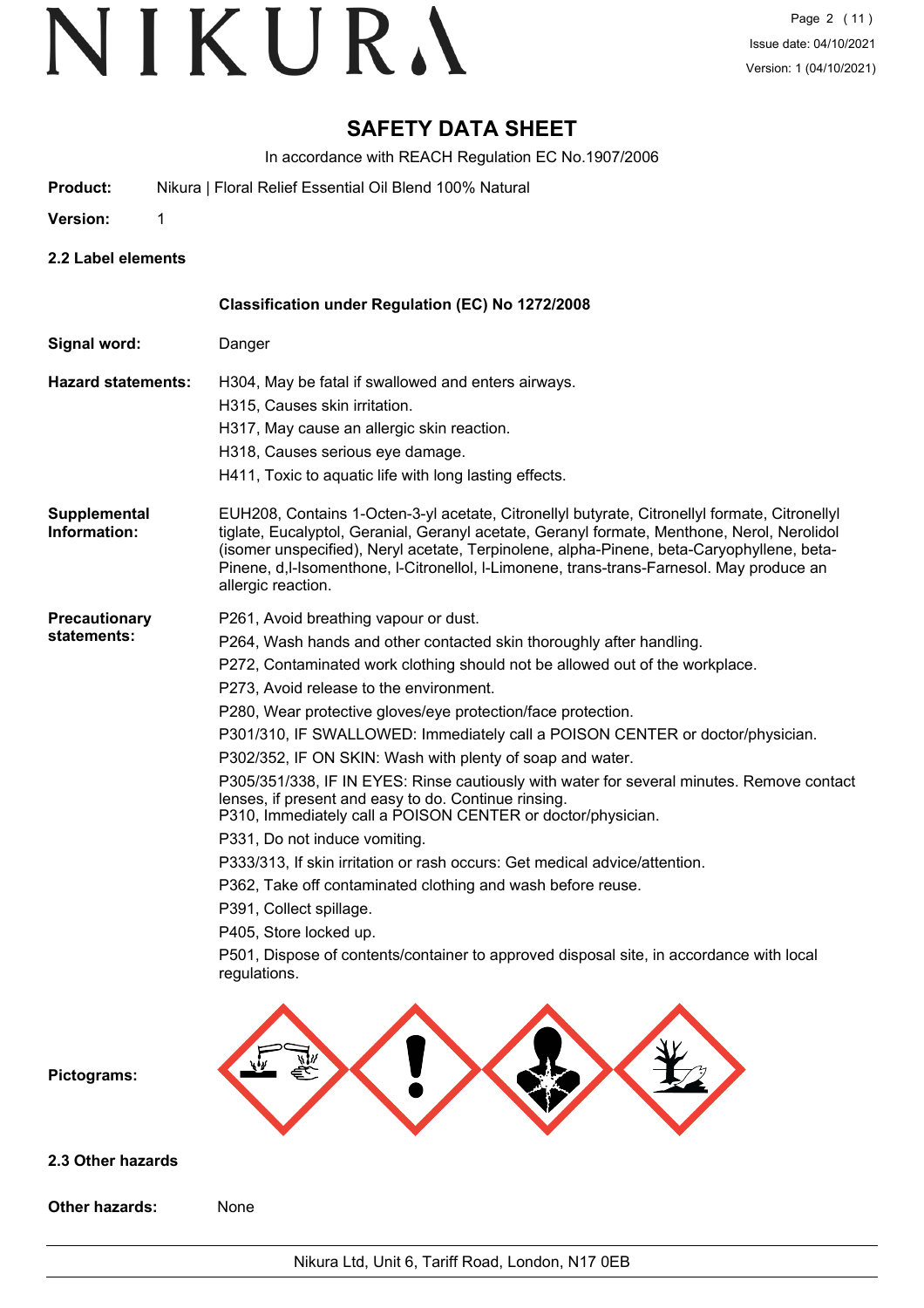# SAFETY DATA SHEET

In accordance with REACH Regulation EC No.1907/2006

**Product:** Nikura | Floral Relief Essential Oil Blend 100% Natural

**Version:** 1

## 2.2 Label elements

### Classification under Regulation (EC) No 1272/2008

**Signal word:** Danger

**Hazard statements:**

H304, May be fatal if swallowed and enters airways.
H315, Causes skin irritation.
H317, May cause an allergic skin reaction.
H318, Causes serious eye damage.
H411, Toxic to aquatic life with long lasting effects.

**Supplemental Information:**

EUH208, Contains 1-Octen-3-yl acetate, Citronellyl butyrate, Citronellyl formate, Citronellyl tiglate, Eucalyptol, Geranial, Geranyl acetate, Geranyl formate, Menthone, Nerol, Nerolidol (isomer unspecified), Neryl acetate, Terpinolene, alpha-Pinene, beta-Caryophyllene, beta-Pinene, d,l-Isomenthone, l-Citronellol, l-Limonene, trans-trans-Farnesol. May produce an allergic reaction.

**Precautionary statements:**

P261, Avoid breathing vapour or dust.
P264, Wash hands and other contacted skin thoroughly after handling.
P272, Contaminated work clothing should not be allowed out of the workplace.
P273, Avoid release to the environment.
P280, Wear protective gloves/eye protection/face protection.
P301/310, IF SWALLOWED: Immediately call a POISON CENTER or doctor/physician.
P302/352, IF ON SKIN: Wash with plenty of soap and water.
P305/351/338, IF IN EYES: Rinse cautiously with water for several minutes. Remove contact lenses, if present and easy to do. Continue rinsing.
P310, Immediately call a POISON CENTER or doctor/physician.
P331, Do not induce vomiting.
P333/313, If skin irritation or rash occurs: Get medical advice/attention.
P362, Take off contaminated clothing and wash before reuse.
P391, Collect spillage.
P405, Store locked up.
P501, Dispose of contents/container to approved disposal site, in accordance with local regulations.

**Pictograms:**

## 2.3 Other hazards

**Other hazards:** None

Nikura Ltd, Unit 6, Tariff Road, London, N17 0EB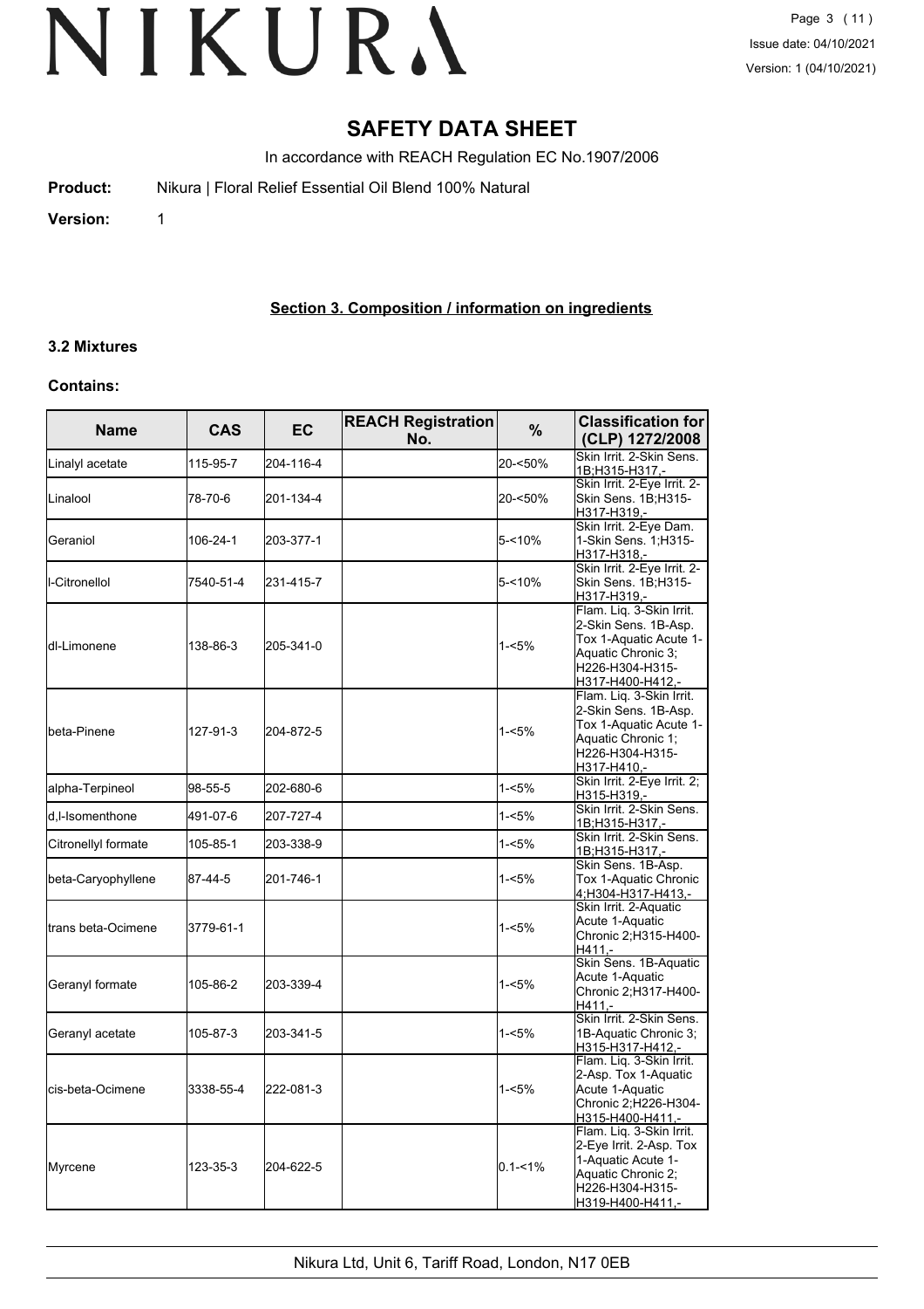# SAFETY DATA SHEET

In accordance with REACH Regulation EC No.1907/2006

**Product:** Nikura | Floral Relief Essential Oil Blend 100% Natural

**Version:** 1

## Section 3. Composition / information on ingredients

### 3.2 Mixtures

**Contains:**

| Name | CAS | EC | REACH Registration No. | % | Classification for (CLP) 1272/2008 |
|---|---|---|---|---|---|
| Linalyl acetate | 115-95-7 | 204-116-4 | | 20-<50% | Skin Irrit. 2-Skin Sens. 1B;H315-H317,- |
| Linalool | 78-70-6 | 201-134-4 | | 20-<50% | Skin Irrit. 2-Eye Irrit. 2-Skin Sens. 1B;H315-H317-H319,- |
| Geraniol | 106-24-1 | 203-377-1 | | 5-<10% | Skin Irrit. 2-Eye Dam. 1-Skin Sens. 1;H315-H317-H318,- |
| l-Citronellol | 7540-51-4 | 231-415-7 | | 5-<10% | Skin Irrit. 2-Eye Irrit. 2-Skin Sens. 1B;H315-H317-H319,- |
| dl-Limonene | 138-86-3 | 205-341-0 | | 1-<5% | Flam. Liq. 3-Skin Irrit. 2-Skin Sens. 1B-Asp. Tox 1-Aquatic Acute 1-Aquatic Chronic 3; H226-H304-H315-H317-H400-H412,- |
| beta-Pinene | 127-91-3 | 204-872-5 | | 1-<5% | Flam. Liq. 3-Skin Irrit. 2-Skin Sens. 1B-Asp. Tox 1-Aquatic Acute 1-Aquatic Chronic 1; H226-H304-H315-H317-H410,- |
| alpha-Terpineol | 98-55-5 | 202-680-6 | | 1-<5% | Skin Irrit. 2-Eye Irrit. 2; H315-H319,- |
| d,l-Isomenthone | 491-07-6 | 207-727-4 | | 1-<5% | Skin Irrit. 2-Skin Sens. 1B;H315-H317,- |
| Citronellyl formate | 105-85-1 | 203-338-9 | | 1-<5% | Skin Irrit. 2-Skin Sens. 1B;H315-H317,- |
| beta-Caryophyllene | 87-44-5 | 201-746-1 | | 1-<5% | Skin Sens. 1B-Asp. Tox 1-Aquatic Chronic 4;H304-H317-H413,- |
| trans beta-Ocimene | 3779-61-1 | | | 1-<5% | Skin Irrit. 2-Aquatic Acute 1-Aquatic Chronic 2;H315-H400-H411,- |
| Geranyl formate | 105-86-2 | 203-339-4 | | 1-<5% | Skin Sens. 1B-Aquatic Acute 1-Aquatic Chronic 2;H317-H400-H411,- |
| Geranyl acetate | 105-87-3 | 203-341-5 | | 1-<5% | Skin Irrit. 2-Skin Sens. 1B-Aquatic Chronic 3; H315-H317-H412,- |
| cis-beta-Ocimene | 3338-55-4 | 222-081-3 | | 1-<5% | Flam. Liq. 3-Skin Irrit. 2-Asp. Tox 1-Aquatic Acute 1-Aquatic Chronic 2;H226-H304-H315-H400-H411,- |
| Myrcene | 123-35-3 | 204-622-5 | | 0.1-<1% | Flam. Liq. 3-Skin Irrit. 2-Eye Irrit. 2-Asp. Tox 1-Aquatic Acute 1-Aquatic Chronic 2; H226-H304-H315-H319-H400-H411,- |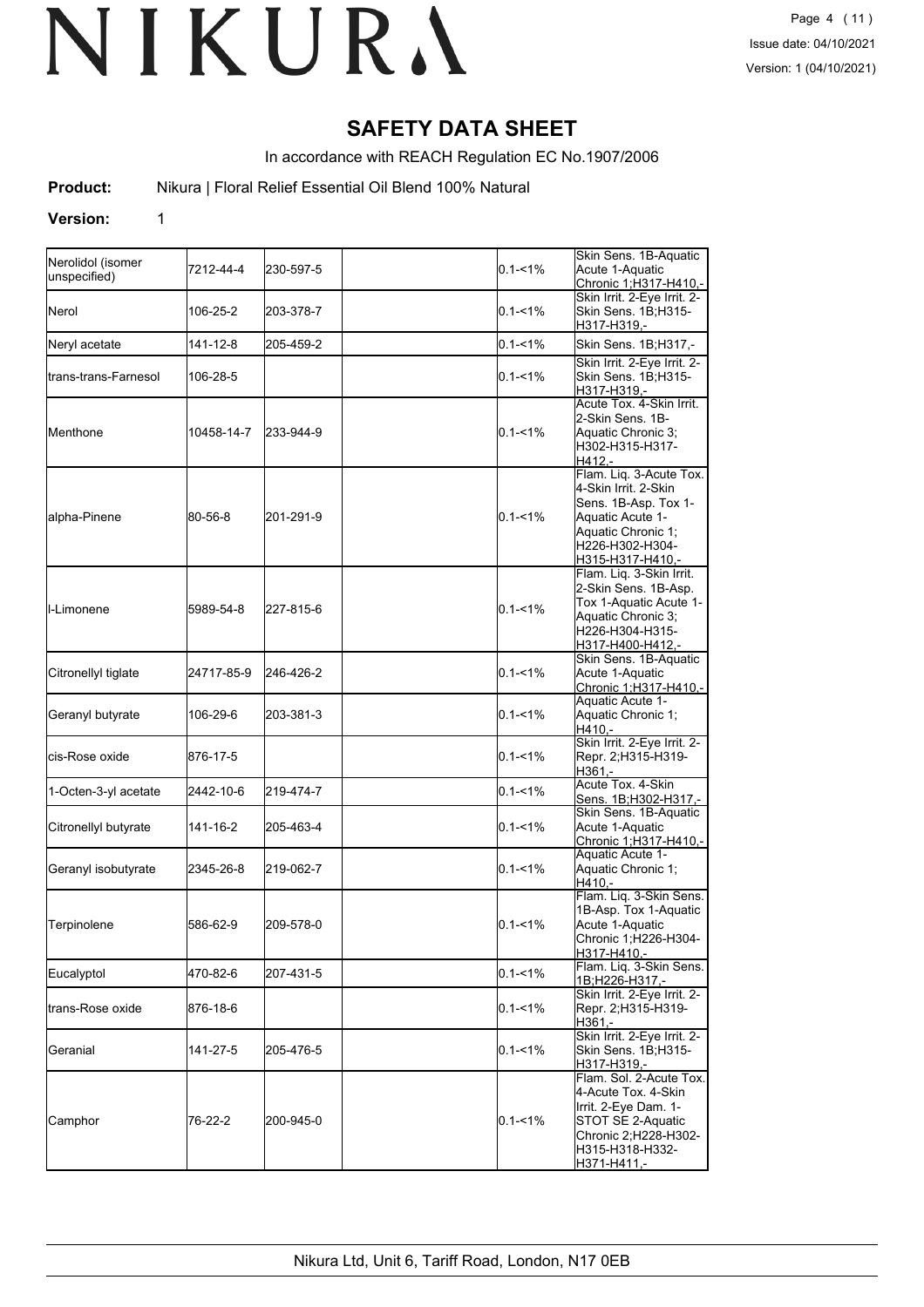# SAFETY DATA SHEET

In accordance with REACH Regulation EC No.1907/2006

**Product:** Nikura | Floral Relief Essential Oil Blend 100% Natural

**Version:** 1

| | | | | | |
|---|---|---|---|---|---|
| Nerolidol (isomer unspecified) | 7212-44-4 | 230-597-5 | | 0.1-<1% | Skin Sens. 1B-Aquatic Acute 1-Aquatic Chronic 1;H317-H410,- |
| Nerol | 106-25-2 | 203-378-7 | | 0.1-<1% | Skin Irrit. 2-Eye Irrit. 2-Skin Sens. 1B;H315-H317-H319,- |
| Neryl acetate | 141-12-8 | 205-459-2 | | 0.1-<1% | Skin Sens. 1B;H317,- |
| trans-trans-Farnesol | 106-28-5 | | | 0.1-<1% | Skin Irrit. 2-Eye Irrit. 2-Skin Sens. 1B;H315-H317-H319,- |
| Menthone | 10458-14-7 | 233-944-9 | | 0.1-<1% | Acute Tox. 4-Skin Irrit. 2-Skin Sens. 1B-Aquatic Chronic 3;H302-H315-H317-H412,- |
| alpha-Pinene | 80-56-8 | 201-291-9 | | 0.1-<1% | Flam. Liq. 3-Acute Tox. 4-Skin Irrit. 2-Skin Sens. 1B-Asp. Tox 1-Aquatic Acute 1-Aquatic Chronic 1;H226-H302-H304-H315-H317-H410,- |
| l-Limonene | 5989-54-8 | 227-815-6 | | 0.1-<1% | Flam. Liq. 3-Skin Irrit. 2-Skin Sens. 1B-Asp. Tox 1-Aquatic Acute 1-Aquatic Chronic 3;H226-H304-H315-H317-H400-H412,- |
| Citronellyl tiglate | 24717-85-9 | 246-426-2 | | 0.1-<1% | Skin Sens. 1B-Aquatic Acute 1-Aquatic Chronic 1;H317-H410,- |
| Geranyl butyrate | 106-29-6 | 203-381-3 | | 0.1-<1% | Aquatic Acute 1-Aquatic Chronic 1;H410,- |
| cis-Rose oxide | 876-17-5 | | | 0.1-<1% | Skin Irrit. 2-Eye Irrit. 2-Repr. 2;H315-H319-H361,- |
| 1-Octen-3-yl acetate | 2442-10-6 | 219-474-7 | | 0.1-<1% | Acute Tox. 4-Skin Sens. 1B;H302-H317,- |
| Citronellyl butyrate | 141-16-2 | 205-463-4 | | 0.1-<1% | Skin Sens. 1B-Aquatic Acute 1-Aquatic Chronic 1;H317-H410,- |
| Geranyl isobutyrate | 2345-26-8 | 219-062-7 | | 0.1-<1% | Aquatic Acute 1-Aquatic Chronic 1;H410,- |
| Terpinolene | 586-62-9 | 209-578-0 | | 0.1-<1% | Flam. Liq. 3-Skin Sens. 1B-Asp. Tox 1-Aquatic Acute 1-Aquatic Chronic 1;H226-H304-H317-H410,- |
| Eucalyptol | 470-82-6 | 207-431-5 | | 0.1-<1% | Flam. Liq. 3-Skin Sens. 1B;H226-H317,- |
| trans-Rose oxide | 876-18-6 | | | 0.1-<1% | Skin Irrit. 2-Eye Irrit. 2-Repr. 2;H315-H319-H361,- |
| Geranial | 141-27-5 | 205-476-5 | | 0.1-<1% | Skin Irrit. 2-Eye Irrit. 2-Skin Sens. 1B;H315-H317-H319,- |
| Camphor | 76-22-2 | 200-945-0 | | 0.1-<1% | Flam. Sol. 2-Acute Tox. 4-Acute Tox. 4-Skin Irrit. 2-Eye Dam. 1-STOT SE 2-Aquatic Chronic 2;H228-H302-H315-H318-H332-H371-H411,- |

Nikura Ltd, Unit 6, Tariff Road, London, N17 0EB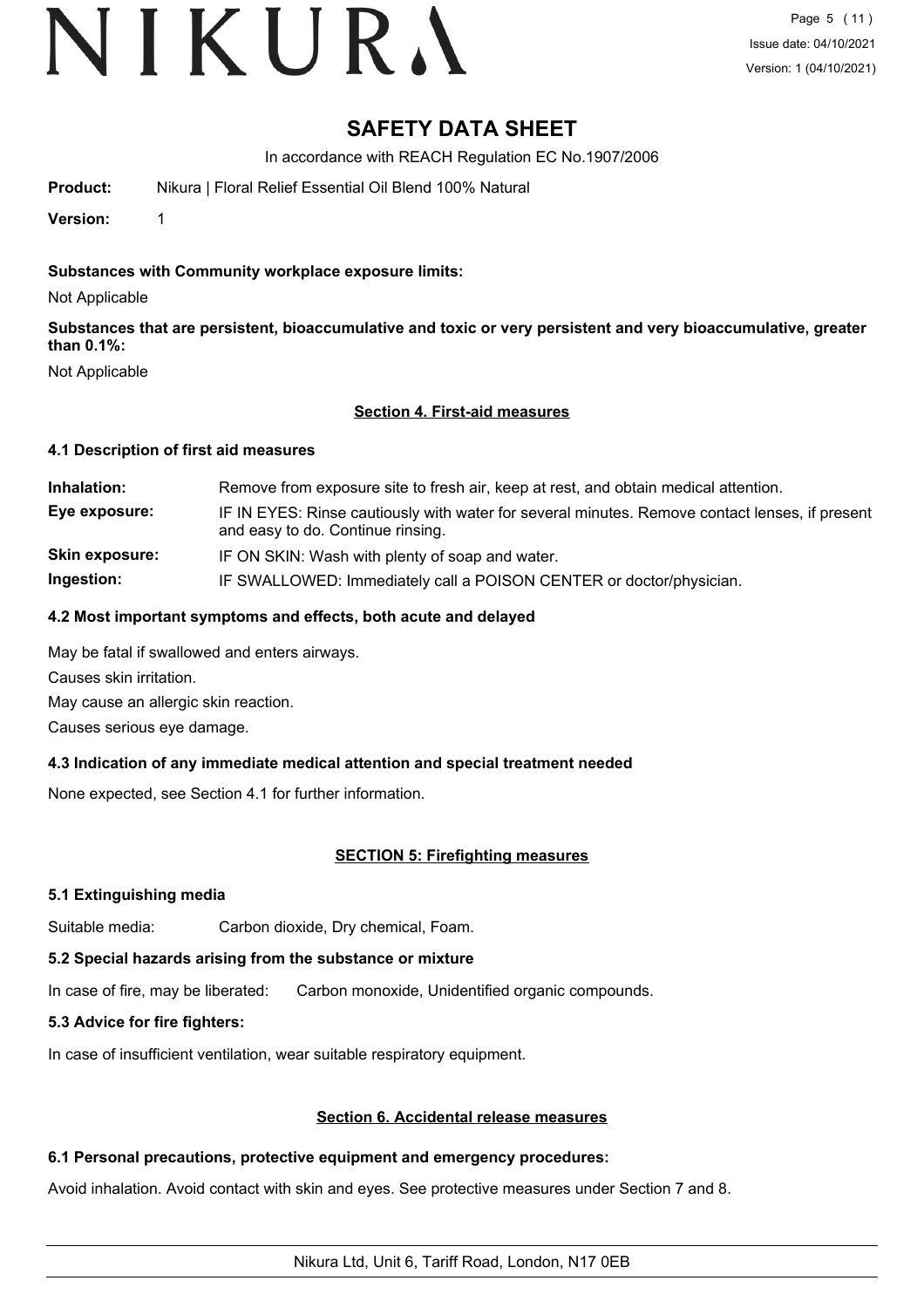# SAFETY DATA SHEET

In accordance with REACH Regulation EC No.1907/2006

**Product:** Nikura | Floral Relief Essential Oil Blend 100% Natural

**Version:** 1

**Substances with Community workplace exposure limits:**

Not Applicable

**Substances that are persistent, bioaccumulative and toxic or very persistent and very bioaccumulative, greater than 0.1%:**

Not Applicable

## Section 4. First-aid measures

### 4.1 Description of first aid measures

**Inhalation:** Remove from exposure site to fresh air, keep at rest, and obtain medical attention.

**Eye exposure:** IF IN EYES: Rinse cautiously with water for several minutes. Remove contact lenses, if present and easy to do. Continue rinsing.

**Skin exposure:** IF ON SKIN: Wash with plenty of soap and water.

**Ingestion:** IF SWALLOWED: Immediately call a POISON CENTER or doctor/physician.

### 4.2 Most important symptoms and effects, both acute and delayed

May be fatal if swallowed and enters airways.

Causes skin irritation.

May cause an allergic skin reaction.

Causes serious eye damage.

### 4.3 Indication of any immediate medical attention and special treatment needed

None expected, see Section 4.1 for further information.

## SECTION 5: Firefighting measures

### 5.1 Extinguishing media

Suitable media: Carbon dioxide, Dry chemical, Foam.

### 5.2 Special hazards arising from the substance or mixture

In case of fire, may be liberated: Carbon monoxide, Unidentified organic compounds.

### 5.3 Advice for fire fighters:

In case of insufficient ventilation, wear suitable respiratory equipment.

## Section 6. Accidental release measures

### 6.1 Personal precautions, protective equipment and emergency procedures:

Avoid inhalation. Avoid contact with skin and eyes. See protective measures under Section 7 and 8.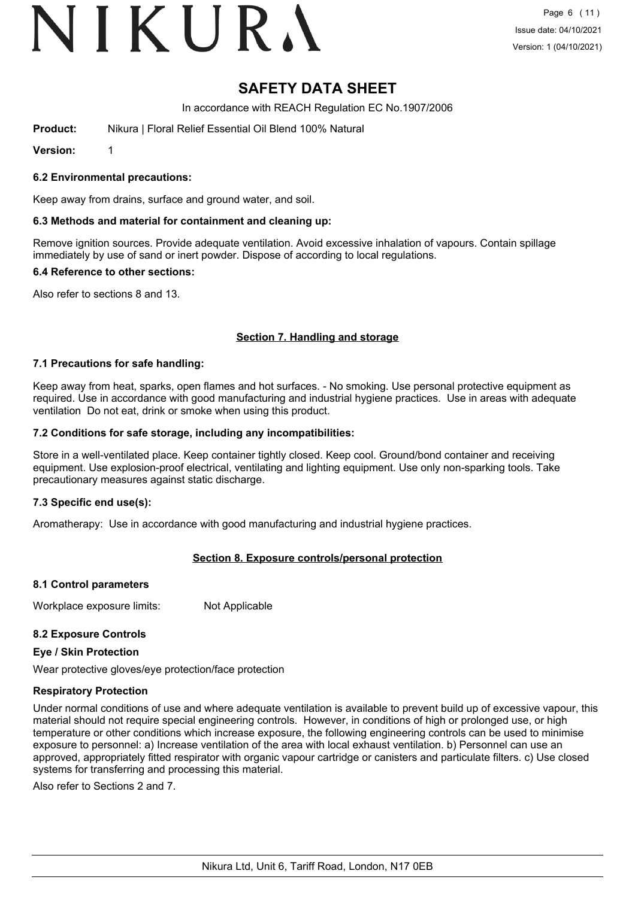# SAFETY DATA SHEET

In accordance with REACH Regulation EC No.1907/2006

**Product:** Nikura | Floral Relief Essential Oil Blend 100% Natural

**Version:** 1

### 6.2 Environmental precautions:

Keep away from drains, surface and ground water, and soil.

### 6.3 Methods and material for containment and cleaning up:

Remove ignition sources. Provide adequate ventilation. Avoid excessive inhalation of vapours. Contain spillage immediately by use of sand or inert powder. Dispose of according to local regulations.

### 6.4 Reference to other sections:

Also refer to sections 8 and 13.

## Section 7. Handling and storage

### 7.1 Precautions for safe handling:

Keep away from heat, sparks, open flames and hot surfaces. - No smoking. Use personal protective equipment as required. Use in accordance with good manufacturing and industrial hygiene practices. Use in areas with adequate ventilation Do not eat, drink or smoke when using this product.

### 7.2 Conditions for safe storage, including any incompatibilities:

Store in a well-ventilated place. Keep container tightly closed. Keep cool. Ground/bond container and receiving equipment. Use explosion-proof electrical, ventilating and lighting equipment. Use only non-sparking tools. Take precautionary measures against static discharge.

### 7.3 Specific end use(s):

Aromatherapy: Use in accordance with good manufacturing and industrial hygiene practices.

## Section 8. Exposure controls/personal protection

### 8.1 Control parameters

Workplace exposure limits: Not Applicable

### 8.2 Exposure Controls

#### Eye / Skin Protection

Wear protective gloves/eye protection/face protection

#### Respiratory Protection

Under normal conditions of use and where adequate ventilation is available to prevent build up of excessive vapour, this material should not require special engineering controls. However, in conditions of high or prolonged use, or high temperature or other conditions which increase exposure, the following engineering controls can be used to minimise exposure to personnel: a) Increase ventilation of the area with local exhaust ventilation. b) Personnel can use an approved, appropriately fitted respirator with organic vapour cartridge or canisters and particulate filters. c) Use closed systems for transferring and processing this material.

Also refer to Sections 2 and 7.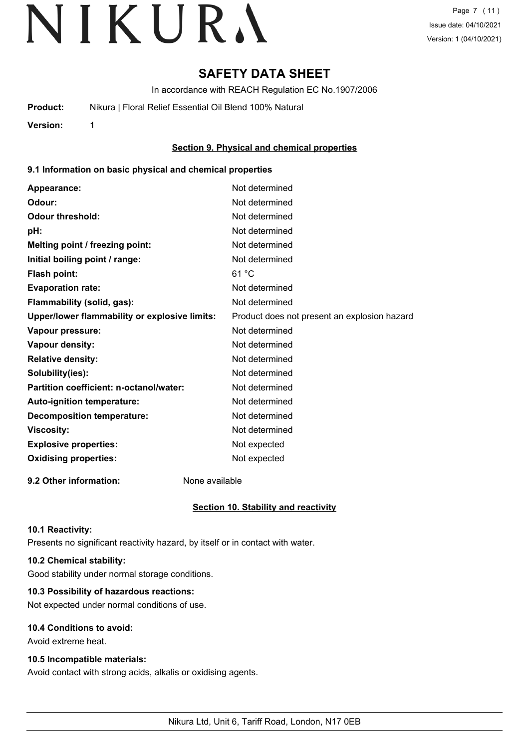# SAFETY DATA SHEET

In accordance with REACH Regulation EC No.1907/2006

**Product:** Nikura | Floral Relief Essential Oil Blend 100% Natural

**Version:** 1

## Section 9. Physical and chemical properties

### 9.1 Information on basic physical and chemical properties

| | |
|---|---|
| **Appearance:** | Not determined |
| **Odour:** | Not determined |
| **Odour threshold:** | Not determined |
| **pH:** | Not determined |
| **Melting point / freezing point:** | Not determined |
| **Initial boiling point / range:** | Not determined |
| **Flash point:** | 61 °C |
| **Evaporation rate:** | Not determined |
| **Flammability (solid, gas):** | Not determined |
| **Upper/lower flammability or explosive limits:** | Product does not present an explosion hazard |
| **Vapour pressure:** | Not determined |
| **Vapour density:** | Not determined |
| **Relative density:** | Not determined |
| **Solubility(ies):** | Not determined |
| **Partition coefficient: n-octanol/water:** | Not determined |
| **Auto-ignition temperature:** | Not determined |
| **Decomposition temperature:** | Not determined |
| **Viscosity:** | Not determined |
| **Explosive properties:** | Not expected |
| **Oxidising properties:** | Not expected |

**9.2 Other information:** None available

## Section 10. Stability and reactivity

### 10.1 Reactivity:

Presents no significant reactivity hazard, by itself or in contact with water.

### 10.2 Chemical stability:

Good stability under normal storage conditions.

### 10.3 Possibility of hazardous reactions:

Not expected under normal conditions of use.

### 10.4 Conditions to avoid:

Avoid extreme heat.

### 10.5 Incompatible materials:

Avoid contact with strong acids, alkalis or oxidising agents.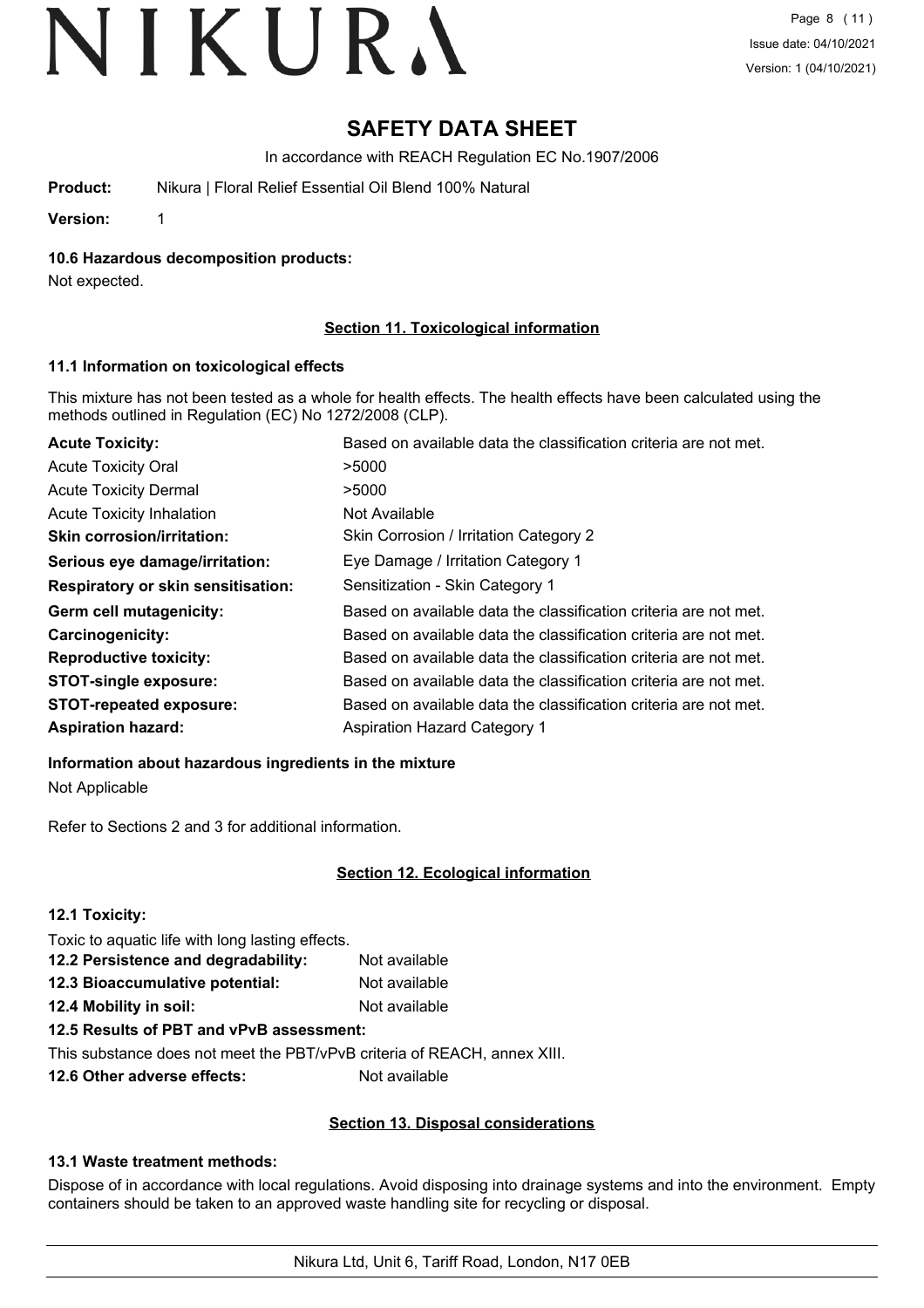# SAFETY DATA SHEET

In accordance with REACH Regulation EC No.1907/2006

**Product:** Nikura | Floral Relief Essential Oil Blend 100% Natural

**Version:** 1

**10.6 Hazardous decomposition products:**

Not expected.

## Section 11. Toxicological information

### 11.1 Information on toxicological effects

This mixture has not been tested as a whole for health effects. The health effects have been calculated using the methods outlined in Regulation (EC) No 1272/2008 (CLP).

| | |
|---|---|
| **Acute Toxicity:** | Based on available data the classification criteria are not met. |
| Acute Toxicity Oral | >5000 |
| Acute Toxicity Dermal | >5000 |
| Acute Toxicity Inhalation | Not Available |
| **Skin corrosion/irritation:** | Skin Corrosion / Irritation Category 2 |
| **Serious eye damage/irritation:** | Eye Damage / Irritation Category 1 |
| **Respiratory or skin sensitisation:** | Sensitization - Skin Category 1 |
| **Germ cell mutagenicity:** | Based on available data the classification criteria are not met. |
| **Carcinogenicity:** | Based on available data the classification criteria are not met. |
| **Reproductive toxicity:** | Based on available data the classification criteria are not met. |
| **STOT-single exposure:** | Based on available data the classification criteria are not met. |
| **STOT-repeated exposure:** | Based on available data the classification criteria are not met. |
| **Aspiration hazard:** | Aspiration Hazard Category 1 |

**Information about hazardous ingredients in the mixture**

Not Applicable

Refer to Sections 2 and 3 for additional information.

## Section 12. Ecological information

**12.1 Toxicity:**

Toxic to aquatic life with long lasting effects.

**12.2 Persistence and degradability:** Not available

**12.3 Bioaccumulative potential:** Not available

**12.4 Mobility in soil:** Not available

**12.5 Results of PBT and vPvB assessment:**

This substance does not meet the PBT/vPvB criteria of REACH, annex XIII.

**12.6 Other adverse effects:** Not available

## Section 13. Disposal considerations

**13.1 Waste treatment methods:**

Dispose of in accordance with local regulations. Avoid disposing into drainage systems and into the environment. Empty containers should be taken to an approved waste handling site for recycling or disposal.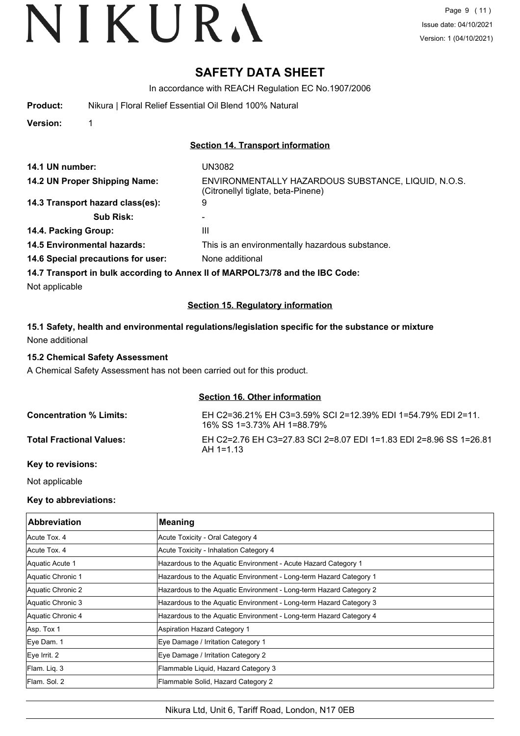# SAFETY DATA SHEET

In accordance with REACH Regulation EC No.1907/2006

**Product:** Nikura | Floral Relief Essential Oil Blend 100% Natural

**Version:** 1

## Section 14. Transport information

**14.1 UN number:** UN3082

**14.2 UN Proper Shipping Name:** ENVIRONMENTALLY HAZARDOUS SUBSTANCE, LIQUID, N.O.S. (Citronellyl tiglate, beta-Pinene)

**14.3 Transport hazard class(es):** 9

**Sub Risk:** -

**14.4. Packing Group:** III

**14.5 Environmental hazards:** This is an environmentally hazardous substance.

**14.6 Special precautions for user:** None additional

**14.7 Transport in bulk according to Annex II of MARPOL73/78 and the IBC Code:**

Not applicable

## Section 15. Regulatory information

**15.1 Safety, health and environmental regulations/legislation specific for the substance or mixture**

None additional

**15.2 Chemical Safety Assessment**

A Chemical Safety Assessment has not been carried out for this product.

## Section 16. Other information

**Concentration % Limits:** EH C2=36.21% EH C3=3.59% SCI 2=12.39% EDI 1=54.79% EDI 2=11.16% SS 1=3.73% AH 1=88.79%

**Total Fractional Values:** EH C2=2.76 EH C3=27.83 SCI 2=8.07 EDI 1=1.83 EDI 2=8.96 SS 1=26.81 AH 1=1.13

**Key to revisions:**

Not applicable

**Key to abbreviations:**

| Abbreviation | Meaning |
|---|---|
| Acute Tox. 4 | Acute Toxicity - Oral Category 4 |
| Acute Tox. 4 | Acute Toxicity - Inhalation Category 4 |
| Aquatic Acute 1 | Hazardous to the Aquatic Environment - Acute Hazard Category 1 |
| Aquatic Chronic 1 | Hazardous to the Aquatic Environment - Long-term Hazard Category 1 |
| Aquatic Chronic 2 | Hazardous to the Aquatic Environment - Long-term Hazard Category 2 |
| Aquatic Chronic 3 | Hazardous to the Aquatic Environment - Long-term Hazard Category 3 |
| Aquatic Chronic 4 | Hazardous to the Aquatic Environment - Long-term Hazard Category 4 |
| Asp. Tox 1 | Aspiration Hazard Category 1 |
| Eye Dam. 1 | Eye Damage / Irritation Category 1 |
| Eye Irrit. 2 | Eye Damage / Irritation Category 2 |
| Flam. Liq. 3 | Flammable Liquid, Hazard Category 3 |
| Flam. Sol. 2 | Flammable Solid, Hazard Category 2 |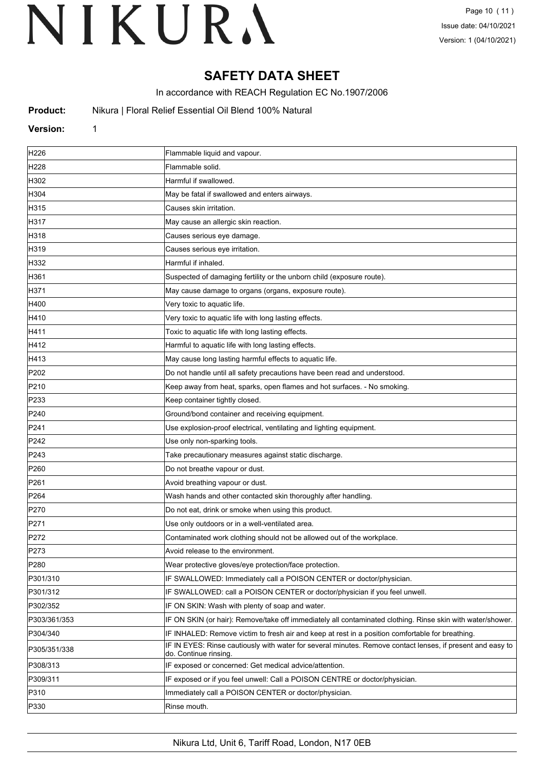# SAFETY DATA SHEET

In accordance with REACH Regulation EC No.1907/2006

**Product:** Nikura | Floral Relief Essential Oil Blend 100% Natural

**Version:** 1

| | |
|---|---|
| H226 | Flammable liquid and vapour. |
| H228 | Flammable solid. |
| H302 | Harmful if swallowed. |
| H304 | May be fatal if swallowed and enters airways. |
| H315 | Causes skin irritation. |
| H317 | May cause an allergic skin reaction. |
| H318 | Causes serious eye damage. |
| H319 | Causes serious eye irritation. |
| H332 | Harmful if inhaled. |
| H361 | Suspected of damaging fertility or the unborn child (exposure route). |
| H371 | May cause damage to organs (organs, exposure route). |
| H400 | Very toxic to aquatic life. |
| H410 | Very toxic to aquatic life with long lasting effects. |
| H411 | Toxic to aquatic life with long lasting effects. |
| H412 | Harmful to aquatic life with long lasting effects. |
| H413 | May cause long lasting harmful effects to aquatic life. |
| P202 | Do not handle until all safety precautions have been read and understood. |
| P210 | Keep away from heat, sparks, open flames and hot surfaces. - No smoking. |
| P233 | Keep container tightly closed. |
| P240 | Ground/bond container and receiving equipment. |
| P241 | Use explosion-proof electrical, ventilating and lighting equipment. |
| P242 | Use only non-sparking tools. |
| P243 | Take precautionary measures against static discharge. |
| P260 | Do not breathe vapour or dust. |
| P261 | Avoid breathing vapour or dust. |
| P264 | Wash hands and other contacted skin thoroughly after handling. |
| P270 | Do not eat, drink or smoke when using this product. |
| P271 | Use only outdoors or in a well-ventilated area. |
| P272 | Contaminated work clothing should not be allowed out of the workplace. |
| P273 | Avoid release to the environment. |
| P280 | Wear protective gloves/eye protection/face protection. |
| P301/310 | IF SWALLOWED: Immediately call a POISON CENTER or doctor/physician. |
| P301/312 | IF SWALLOWED: call a POISON CENTER or doctor/physician if you feel unwell. |
| P302/352 | IF ON SKIN: Wash with plenty of soap and water. |
| P303/361/353 | IF ON SKIN (or hair): Remove/take off immediately all contaminated clothing. Rinse skin with water/shower. |
| P304/340 | IF INHALED: Remove victim to fresh air and keep at rest in a position comfortable for breathing. |
| P305/351/338 | IF IN EYES: Rinse cautiously with water for several minutes. Remove contact lenses, if present and easy to do. Continue rinsing. |
| P308/313 | IF exposed or concerned: Get medical advice/attention. |
| P309/311 | IF exposed or if you feel unwell: Call a POISON CENTRE or doctor/physician. |
| P310 | Immediately call a POISON CENTER or doctor/physician. |
| P330 | Rinse mouth. |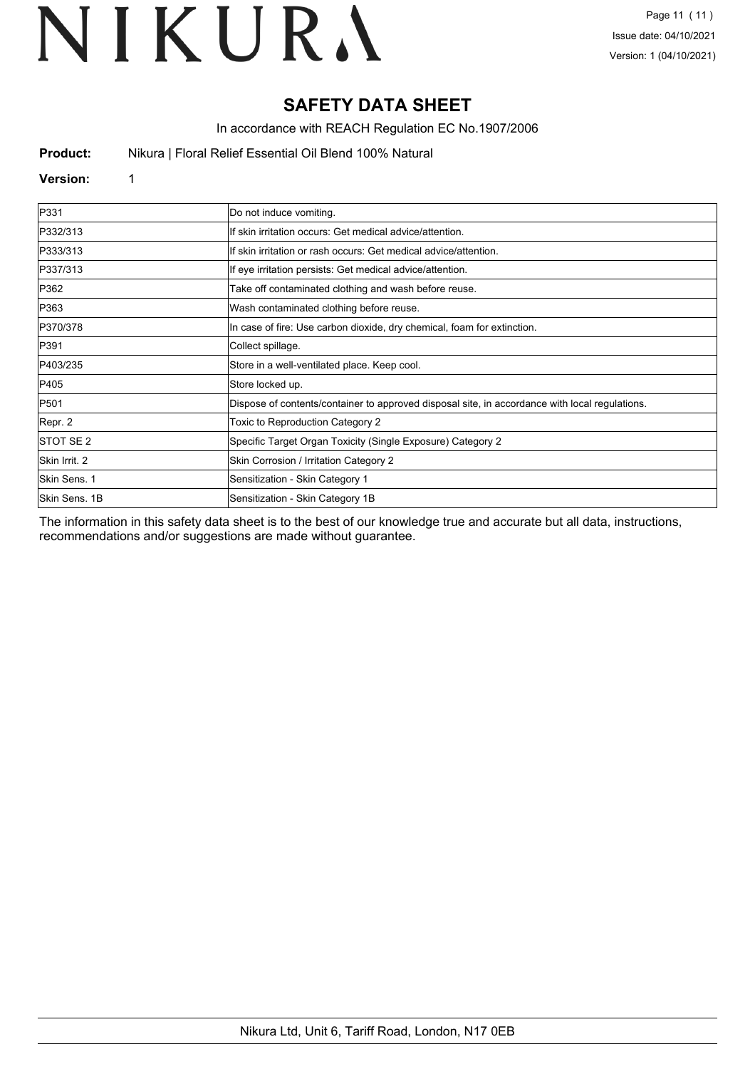# SAFETY DATA SHEET

In accordance with REACH Regulation EC No.1907/2006

**Product:** Nikura | Floral Relief Essential Oil Blend 100% Natural

**Version:** 1

| | |
|---|---|
| P331 | Do not induce vomiting. |
| P332/313 | If skin irritation occurs: Get medical advice/attention. |
| P333/313 | If skin irritation or rash occurs: Get medical advice/attention. |
| P337/313 | If eye irritation persists: Get medical advice/attention. |
| P362 | Take off contaminated clothing and wash before reuse. |
| P363 | Wash contaminated clothing before reuse. |
| P370/378 | In case of fire: Use carbon dioxide, dry chemical, foam for extinction. |
| P391 | Collect spillage. |
| P403/235 | Store in a well-ventilated place. Keep cool. |
| P405 | Store locked up. |
| P501 | Dispose of contents/container to approved disposal site, in accordance with local regulations. |
| Repr. 2 | Toxic to Reproduction Category 2 |
| STOT SE 2 | Specific Target Organ Toxicity (Single Exposure) Category 2 |
| Skin Irrit. 2 | Skin Corrosion / Irritation Category 2 |
| Skin Sens. 1 | Sensitization - Skin Category 1 |
| Skin Sens. 1B | Sensitization - Skin Category 1B |

The information in this safety data sheet is to the best of our knowledge true and accurate but all data, instructions, recommendations and/or suggestions are made without guarantee.